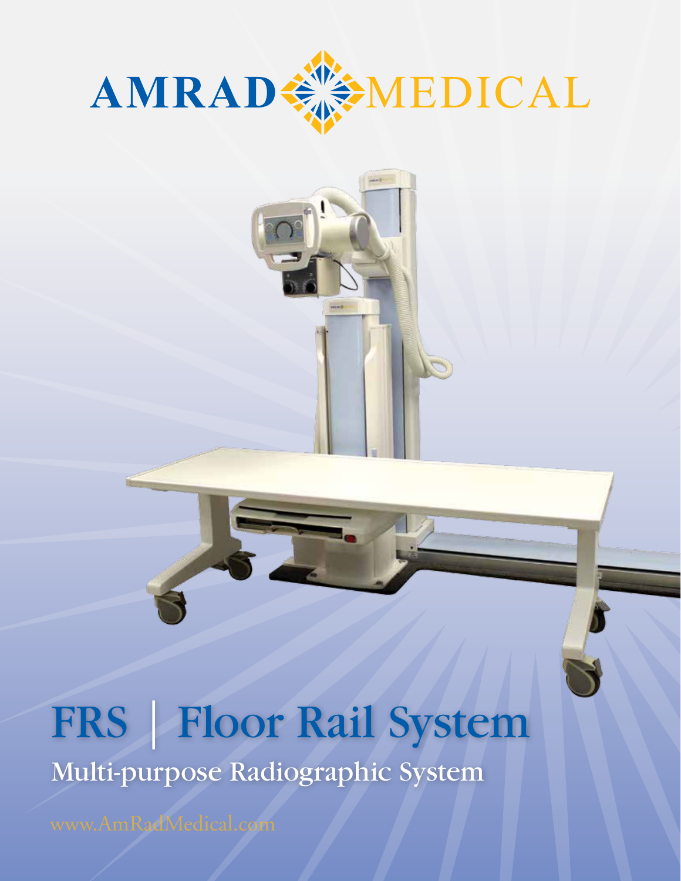# AMRAD MEDICAL

# FRS | Floor Rail System

## Multi-purpose Radiographic System

www.AmRadMedical.com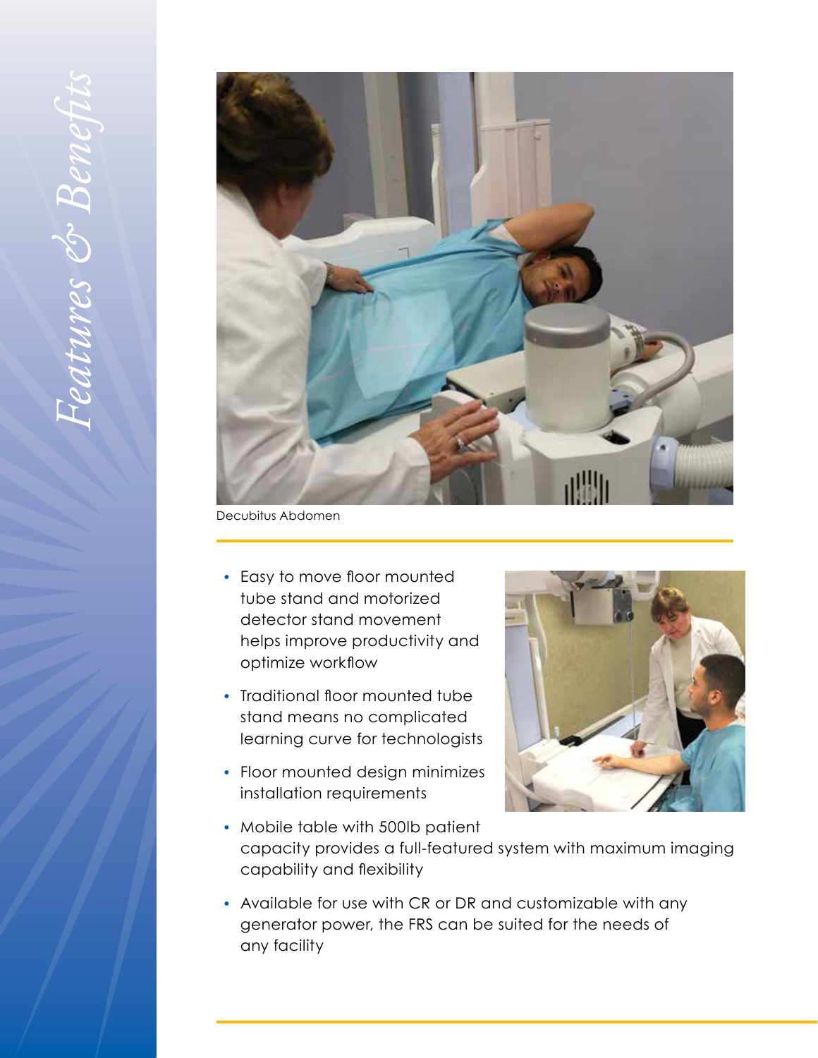# *Features & Benefits*

Decubitus Abdomen

- Easy to move floor mounted tube stand and motorized detector stand movement helps improve productivity and optimize workflow
- Traditional floor mounted tube stand means no complicated learning curve for technologists
- Floor mounted design minimizes installation requirements
- Mobile table with 500lb patient capacity provides a full-featured system with maximum imaging capability and flexibility
- Available for use with CR or DR and customizable with any generator power, the FRS can be suited for the needs of any facility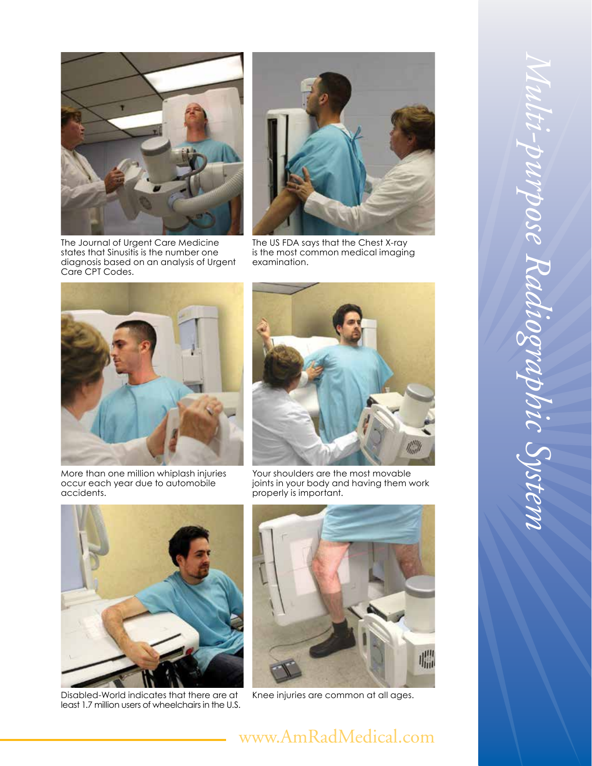# Multi-purpose Radiographic System

The Journal of Urgent Care Medicine states that Sinusitis is the number one diagnosis based on an analysis of Urgent Care CPT Codes.

The US FDA says that the Chest X-ray is the most common medical imaging examination.

More than one million whiplash injuries occur each year due to automobile accidents.

Your shoulders are the most movable joints in your body and having them work properly is important.

Disabled-World indicates that there are at least 1.7 million users of wheelchairs in the U.S.

Knee injuries are common at all ages.

www.AmRadMedical.com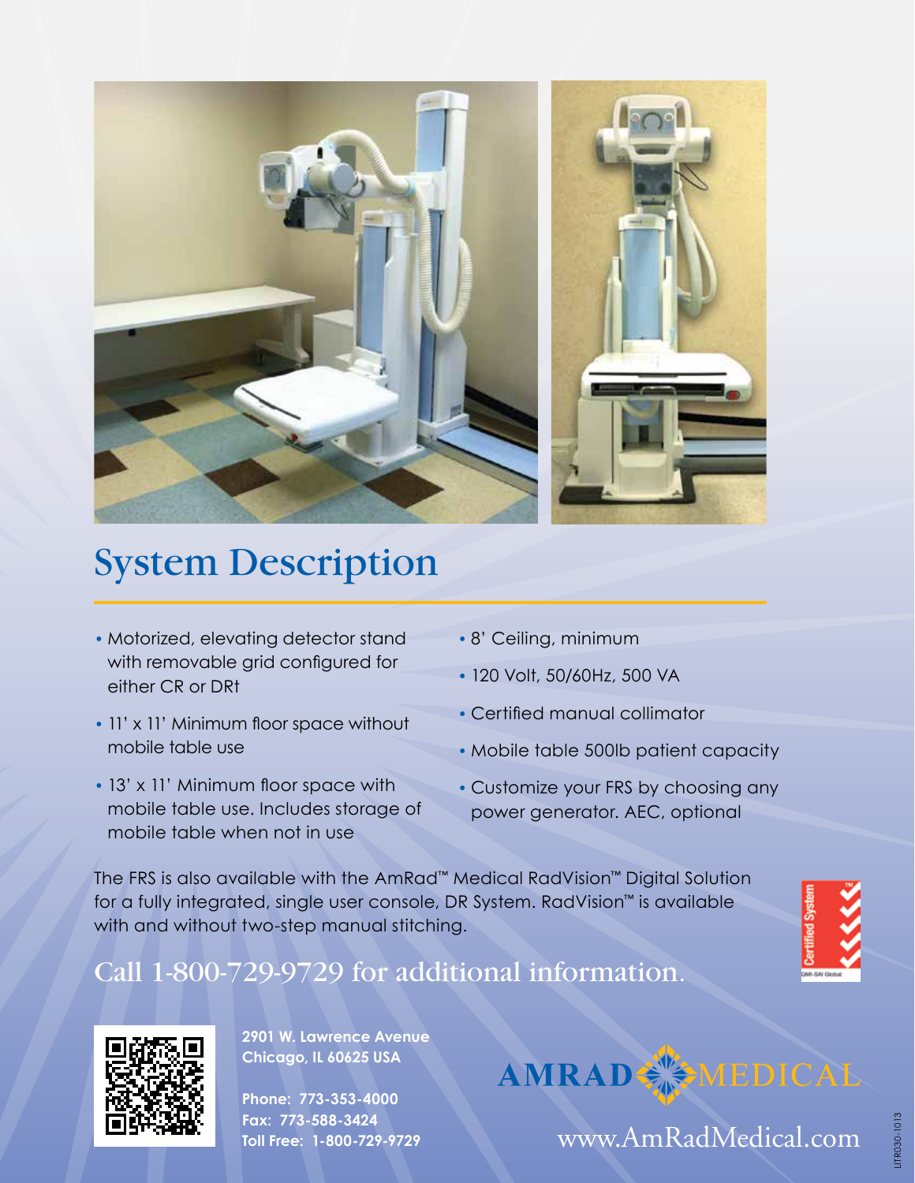# System Description

- Motorized, elevating detector stand with removable grid configured for either CR or DRt
- 11' x 11' Minimum floor space without mobile table use
- 13' x 11' Minimum floor space with mobile table use. Includes storage of mobile table when not in use
- 8' Ceiling, minimum
- 120 Volt, 50/60Hz, 500 VA
- Certified manual collimator
- Mobile table 500lb patient capacity
- Customize your FRS by choosing any power generator. AEC, optional

The FRS is also available with the AmRad™ Medical RadVision™ Digital Solution for a fully integrated, single user console, DR System. RadVision™ is available with and without two-step manual stitching.

Certified System

QMI-SAI Global

## Call 1-800-729-9729 for additional information.

**2901 W. Lawrence Avenue**
**Chicago, IL 60625 USA**

**Phone: 773-353-4000**
**Fax: 773-588-3424**
**Toll Free: 1-800-729-9729**

AMRAD MEDICAL

www.AmRadMedical.com

LITR030-1013